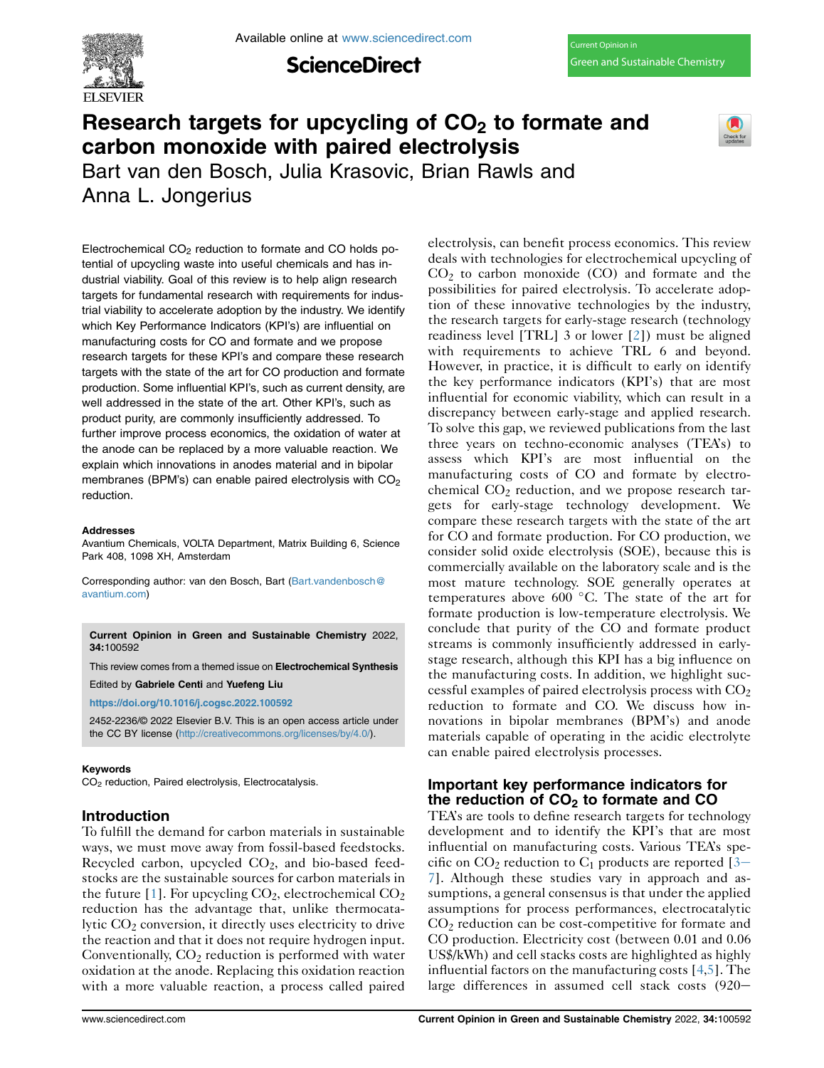# Research targets for upcycling of $CO_2$ to formate and carbon monoxide with paired electrolysis

Bart van den Bosch, Julia Krasovic, Brian Rawls and Anna L. Jongerius

Electrochemical $CO_2$ reduction to formate and CO holds potential of upcycling waste into useful chemicals and has industrial viability. Goal of this review is to help align research targets for fundamental research with requirements for industrial viability to accelerate adoption by the industry. We identify which Key Performance Indicators (KPI's) are influential on manufacturing costs for CO and formate and we propose research targets for these KPI's and compare these research targets with the state of the art for CO production and formate production. Some influential KPI's, such as current density, are well addressed in the state of the art. Other KPI's, such as product purity, are commonly insufficiently addressed. To further improve process economics, the oxidation of water at the anode can be replaced by a more valuable reaction. We explain which innovations in anodes material and in bipolar membranes (BPM's) can enable paired electrolysis with $CO_2$ reduction.

**Addresses**

Avantium Chemicals, VOLTA Department, Matrix Building 6, Science Park 408, 1098 XH, Amsterdam

Corresponding author: van den Bosch, Bart (Bart.vandenbosch@avantium.com)

**Current Opinion in Green and Sustainable Chemistry** 2022, **34**:100592

This review comes from a themed issue on **Electrochemical Synthesis**

Edited by **Gabriele Centi** and **Yuefeng Liu**

https://doi.org/10.1016/j.cogsc.2022.100592

2452-2236/© 2022 Elsevier B.V. This is an open access article under the CC BY license (http://creativecommons.org/licenses/by/4.0/).

**Keywords**

$CO_2$ reduction, Paired electrolysis, Electrocatalysis.

## Introduction

To fulfill the demand for carbon materials in sustainable ways, we must move away from fossil-based feedstocks. Recycled carbon, upcycled $CO_2$, and bio-based feedstocks are the sustainable sources for carbon materials in the future [1]. For upcycling $CO_2$, electrochemical $CO_2$ reduction has the advantage that, unlike thermocatalytic $CO_2$ conversion, it directly uses electricity to drive the reaction and that it does not require hydrogen input. Conventionally, $CO_2$ reduction is performed with water oxidation at the anode. Replacing this oxidation reaction with a more valuable reaction, a process called paired electrolysis, can benefit process economics. This review deals with technologies for electrochemical upcycling of $CO_2$ to carbon monoxide (CO) and formate and the possibilities for paired electrolysis. To accelerate adoption of these innovative technologies by the industry, the research targets for early-stage research (technology readiness level [TRL] 3 or lower [2]) must be aligned with requirements to achieve TRL 6 and beyond. However, in practice, it is difficult to early on identify the key performance indicators (KPI's) that are most influential for economic viability, which can result in a discrepancy between early-stage and applied research. To solve this gap, we reviewed publications from the last three years on techno-economic analyses (TEA's) to assess which KPI's are most influential on the manufacturing costs of CO and formate by electrochemical $CO_2$ reduction, and we propose research targets for early-stage technology development. We compare these research targets with the state of the art for CO and formate production. For CO production, we consider solid oxide electrolysis (SOE), because this is commercially available on the laboratory scale and is the most mature technology. SOE generally operates at temperatures above 600 °C. The state of the art for formate production is low-temperature electrolysis. We conclude that purity of the CO and formate product streams is commonly insufficiently addressed in early-stage research, although this KPI has a big influence on the manufacturing costs. In addition, we highlight successful examples of paired electrolysis process with $CO_2$ reduction to formate and CO. We discuss how innovations in bipolar membranes (BPM's) and anode materials capable of operating in the acidic electrolyte can enable paired electrolysis processes.

## Important key performance indicators for the reduction of $CO_2$ to formate and CO

TEA's are tools to define research targets for technology development and to identify the KPI's that are most influential on manufacturing costs. Various TEA's specific on $CO_2$ reduction to $C_1$ products are reported [3–7]. Although these studies vary in approach and assumptions, a general consensus is that under the applied assumptions for process performances, electrocatalytic $CO_2$ reduction can be cost-competitive for formate and CO production. Electricity cost (between 0.01 and 0.06 US$/kWh) and cell stacks costs are highlighted as highly influential factors on the manufacturing costs [4,5]. The large differences in assumed cell stack costs (920–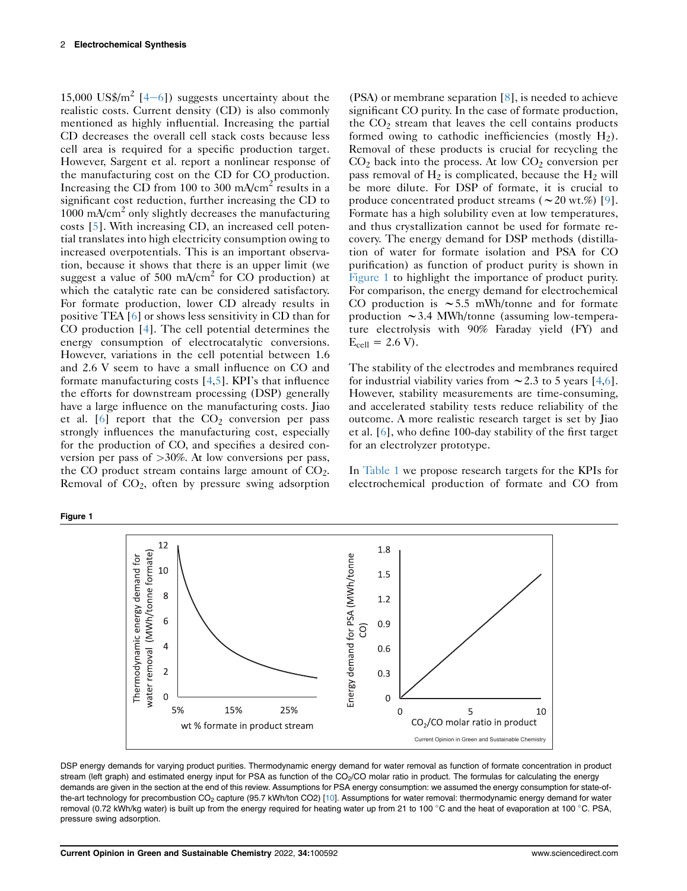15,000 US$/m$^2$ [4–6]) suggests uncertainty about the realistic costs. Current density (CD) is also commonly mentioned as highly influential. Increasing the partial CD decreases the overall cell stack costs because less cell area is required for a specific production target. However, Sargent et al. report a nonlinear response of the manufacturing cost on the CD for CO production. Increasing the CD from 100 to 300 mA/cm$^2$ results in a significant cost reduction, further increasing the CD to 1000 mA/cm$^2$ only slightly decreases the manufacturing costs [5]. With increasing CD, an increased cell potential translates into high electricity consumption owing to increased overpotentials. This is an important observation, because it shows that there is an upper limit (we suggest a value of 500 mA/cm$^2$ for CO production) at which the catalytic rate can be considered satisfactory. For formate production, lower CD already results in positive TEA [6] or shows less sensitivity in CD than for CO production [4]. The cell potential determines the energy consumption of electrocatalytic conversions. However, variations in the cell potential between 1.6 and 2.6 V seem to have a small influence on CO and formate manufacturing costs [4,5]. KPI's that influence the efforts for downstream processing (DSP) generally have a large influence on the manufacturing costs. Jiao et al. [6] report that the $CO_2$ conversion per pass strongly influences the manufacturing cost, especially for the production of CO, and specifies a desired conversion per pass of >30%. At low conversions per pass, the CO product stream contains large amount of $CO_2$. Removal of $CO_2$, often by pressure swing adsorption (PSA) or membrane separation [8], is needed to achieve significant CO purity. In the case of formate production, the $CO_2$ stream that leaves the cell contains products formed owing to cathodic inefficiencies (mostly $H_2$). Removal of these products is crucial for recycling the $CO_2$ back into the process. At low $CO_2$ conversion per pass removal of $H_2$ is complicated, because the $H_2$ will be more dilute. For DSP of formate, it is crucial to produce concentrated product streams (~20 wt.%) [9]. Formate has a high solubility even at low temperatures, and thus crystallization cannot be used for formate recovery. The energy demand for DSP methods (distillation of water for formate isolation and PSA for CO purification) as function of product purity is shown in Figure 1 to highlight the importance of product purity. For comparison, the energy demand for electrochemical CO production is ~5.5 mWh/tonne and for formate production ~3.4 MWh/tonne (assuming low-temperature electrolysis with 90% Faraday yield (FY) and $E_{cell}$ = 2.6 V).

The stability of the electrodes and membranes required for industrial viability varies from ~2.3 to 5 years [4,6]. However, stability measurements are time-consuming, and accelerated stability tests reduce reliability of the outcome. A more realistic research target is set by Jiao et al. [6], who define 100-day stability of the first target for an electrolyzer prototype.

In Table 1 we propose research targets for the KPIs for electrochemical production of formate and CO from

**Figure 1**

DSP energy demands for varying product purities. Thermodynamic energy demand for water removal as function of formate concentration in product stream (left graph) and estimated energy input for PSA as function of the $CO_2$/CO molar ratio in product. The formulas for calculating the energy demands are given in the section at the end of this review. Assumptions for PSA energy consumption: we assumed the energy consumption for state-of-the-art technology for precombustion $CO_2$ capture (95.7 kWh/ton CO2) [10]. Assumptions for water removal: thermodynamic energy demand for water removal (0.72 kWh/kg water) is built up from the energy required for heating water up from 21 to 100 °C and the heat of evaporation at 100 °C. PSA, pressure swing adsorption.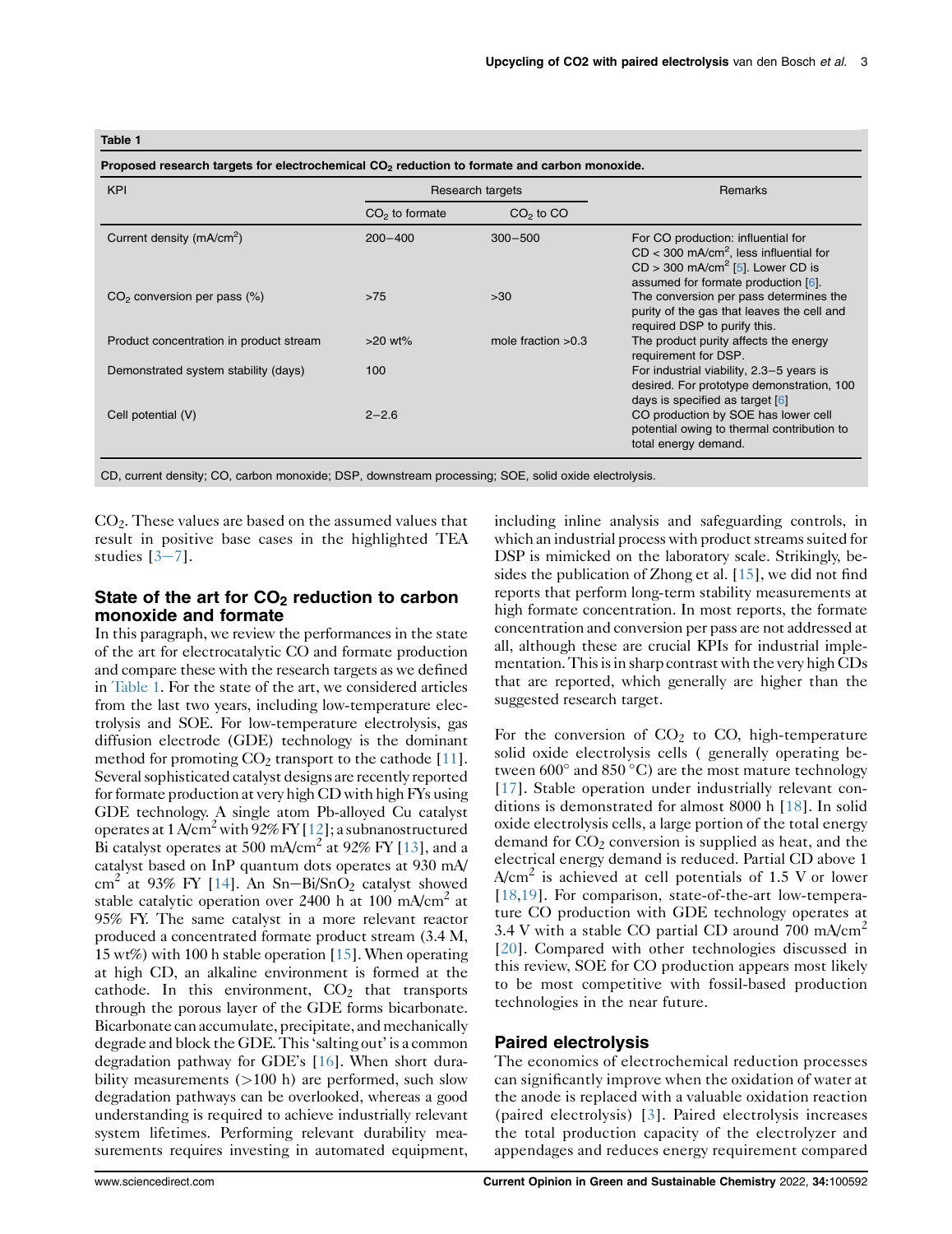**Table 1**

**Proposed research targets for electrochemical $CO_2$ reduction to formate and carbon monoxide.**

| KPI | Research targets | | Remarks |
|---|---|---|---|
| | $CO_2$ to formate | $CO_2$ to CO | |
| Current density (mA/cm$^2$) | 200−400 | 300−500 | For CO production: influential for CD < 300 mA/cm$^2$, less influential for CD > 300 mA/cm$^2$ [5]. Lower CD is assumed for formate production [6]. |
| $CO_2$ conversion per pass (%) | >75 | >30 | The conversion per pass determines the purity of the gas that leaves the cell and required DSP to purify this. |
| Product concentration in product stream | >20 wt% | mole fraction >0.3 | The product purity affects the energy requirement for DSP. |
| Demonstrated system stability (days) | 100 | | For industrial viability, 2.3−5 years is desired. For prototype demonstration, 100 days is specified as target [6] |
| Cell potential (V) | 2−2.6 | | CO production by SOE has lower cell potential owing to thermal contribution to total energy demand. |

CD, current density; CO, carbon monoxide; DSP, downstream processing; SOE, solid oxide electrolysis.

$CO_2$. These values are based on the assumed values that result in positive base cases in the highlighted TEA studies [3−7].

## State of the art for $CO_2$ reduction to carbon monoxide and formate

In this paragraph, we review the performances in the state of the art for electrocatalytic CO and formate production and compare these with the research targets as we defined in Table 1. For the state of the art, we considered articles from the last two years, including low-temperature electrolysis and SOE. For low-temperature electrolysis, gas diffusion electrode (GDE) technology is the dominant method for promoting $CO_2$ transport to the cathode [11]. Several sophisticated catalyst designs are recently reported for formate production at very high CD with high FYs using GDE technology. A single atom Pb-alloyed Cu catalyst operates at 1 A/cm$^2$ with 92% FY [12]; a subnanostructured Bi catalyst operates at 500 mA/cm$^2$ at 92% FY [13], and a catalyst based on InP quantum dots operates at 930 mA/cm$^2$ at 93% FY [14]. An Sn−Bi/$SnO_2$ catalyst showed stable catalytic operation over 2400 h at 100 mA/cm$^2$ at 95% FY. The same catalyst in a more relevant reactor produced a concentrated formate product stream (3.4 M, 15 wt%) with 100 h stable operation [15]. When operating at high CD, an alkaline environment is formed at the cathode. In this environment, $CO_2$ that transports through the porous layer of the GDE forms bicarbonate. Bicarbonate can accumulate, precipitate, and mechanically degrade and block the GDE. This 'salting out' is a common degradation pathway for GDE's [16]. When short durability measurements (>100 h) are performed, such slow degradation pathways can be overlooked, whereas a good understanding is required to achieve industrially relevant system lifetimes. Performing relevant durability measurements requires investing in automated equipment, including inline analysis and safeguarding controls, in which an industrial process with product streams suited for DSP is mimicked on the laboratory scale. Strikingly, besides the publication of Zhong et al. [15], we did not find reports that perform long-term stability measurements at high formate concentration. In most reports, the formate concentration and conversion per pass are not addressed at all, although these are crucial KPIs for industrial implementation. This is in sharp contrast with the very high CDs that are reported, which generally are higher than the suggested research target.

For the conversion of $CO_2$ to CO, high-temperature solid oxide electrolysis cells ( generally operating between 600° and 850 °C) are the most mature technology [17]. Stable operation under industrially relevant conditions is demonstrated for almost 8000 h [18]. In solid oxide electrolysis cells, a large portion of the total energy demand for $CO_2$ conversion is supplied as heat, and the electrical energy demand is reduced. Partial CD above 1 A/cm$^2$ is achieved at cell potentials of 1.5 V or lower [18,19]. For comparison, state-of-the-art low-temperature CO production with GDE technology operates at 3.4 V with a stable CO partial CD around 700 mA/cm$^2$ [20]. Compared with other technologies discussed in this review, SOE for CO production appears most likely to be most competitive with fossil-based production technologies in the near future.

## Paired electrolysis

The economics of electrochemical reduction processes can significantly improve when the oxidation of water at the anode is replaced with a valuable oxidation reaction (paired electrolysis) [3]. Paired electrolysis increases the total production capacity of the electrolyzer and appendages and reduces energy requirement compared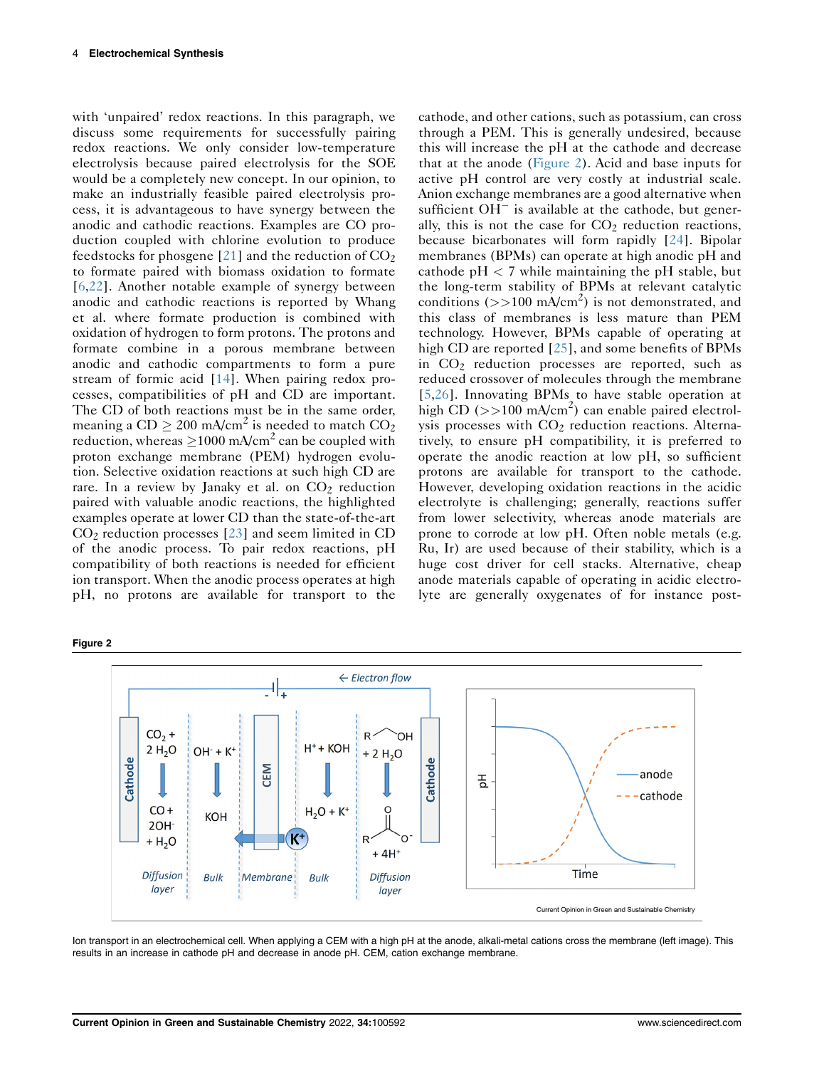with 'unpaired' redox reactions. In this paragraph, we discuss some requirements for successfully pairing redox reactions. We only consider low-temperature electrolysis because paired electrolysis for the SOE would be a completely new concept. In our opinion, to make an industrially feasible paired electrolysis process, it is advantageous to have synergy between the anodic and cathodic reactions. Examples are CO production coupled with chlorine evolution to produce feedstocks for phosgene [21] and the reduction of $CO_2$ to formate paired with biomass oxidation to formate [6,22]. Another notable example of synergy between anodic and cathodic reactions is reported by Whang et al. where formate production is combined with oxidation of hydrogen to form protons. The protons and formate combine in a porous membrane between anodic and cathodic compartments to form a pure stream of formic acid [14]. When pairing redox processes, compatibilities of pH and CD are important. The CD of both reactions must be in the same order, meaning a CD $\geq$ 200 mA/cm$^2$ is needed to match $CO_2$ reduction, whereas $\geq$1000 mA/cm$^2$ can be coupled with proton exchange membrane (PEM) hydrogen evolution. Selective oxidation reactions at such high CD are rare. In a review by Janaky et al. on $CO_2$ reduction paired with valuable anodic reactions, the highlighted examples operate at lower CD than the state-of-the-art $CO_2$ reduction processes [23] and seem limited in CD of the anodic process. To pair redox reactions, pH compatibility of both reactions is needed for efficient ion transport. When the anodic process operates at high pH, no protons are available for transport to the cathode, and other cations, such as potassium, can cross through a PEM. This is generally undesired, because this will increase the pH at the cathode and decrease that at the anode (Figure 2). Acid and base inputs for active pH control are very costly at industrial scale. Anion exchange membranes are a good alternative when sufficient $OH^-$ is available at the cathode, but generally, this is not the case for $CO_2$ reduction reactions, because bicarbonates will form rapidly [24]. Bipolar membranes (BPMs) can operate at high anodic pH and cathode pH < 7 while maintaining the pH stable, but the long-term stability of BPMs at relevant catalytic conditions (>>100 mA/cm$^2$) is not demonstrated, and this class of membranes is less mature than PEM technology. However, BPMs capable of operating at high CD are reported [25], and some benefits of BPMs in $CO_2$ reduction processes are reported, such as reduced crossover of molecules through the membrane [5,26]. Innovating BPMs to have stable operation at high CD (>>100 mA/cm$^2$) can enable paired electrolysis processes with $CO_2$ reduction reactions. Alternatively, to ensure pH compatibility, it is preferred to operate the anodic reaction at low pH, so sufficient protons are available for transport to the cathode. However, developing oxidation reactions in the acidic electrolyte is challenging; generally, reactions suffer from lower selectivity, whereas anode materials are prone to corrode at low pH. Often noble metals (e.g. Ru, Ir) are used because of their stability, which is a huge cost driver for cell stacks. Alternative, cheap anode materials capable of operating in acidic electrolyte are generally oxygenates of for instance post-

**Figure 2**

Ion transport in an electrochemical cell. When applying a CEM with a high pH at the anode, alkali-metal cations cross the membrane (left image). This results in an increase in cathode pH and decrease in anode pH. CEM, cation exchange membrane.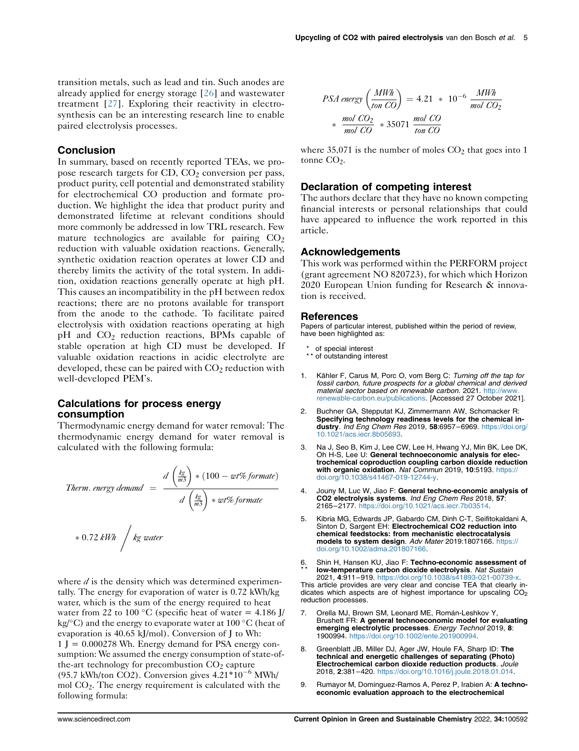transition metals, such as lead and tin. Such anodes are already applied for energy storage [26] and wastewater treatment [27]. Exploring their reactivity in electrosynthesis can be an interesting research line to enable paired electrolysis processes.

## Conclusion

In summary, based on recently reported TEAs, we propose research targets for CD, $CO_2$ conversion per pass, product purity, cell potential and demonstrated stability for electrochemical CO production and formate production. We highlight the idea that product purity and demonstrated lifetime at relevant conditions should more commonly be addressed in low TRL research. Few mature technologies are available for pairing $CO_2$ reduction with valuable oxidation reactions. Generally, synthetic oxidation reaction operates at lower CD and thereby limits the activity of the total system. In addition, oxidation reactions generally operate at high pH. This causes an incompatibility in the pH between redox reactions; there are no protons available for transport from the anode to the cathode. To facilitate paired electrolysis with oxidation reactions operating at high pH and $CO_2$ reduction reactions, BPMs capable of stable operation at high CD must be developed. If valuable oxidation reactions in acidic electrolyte are developed, these can be paired with $CO_2$ reduction with well-developed PEM's.

## Calculations for process energy consumption

Thermodynamic energy demand for water removal: The thermodynamic energy demand for water removal is calculated with the following formula:

$$Therm.\ energy\ demand = \frac{d\left(\frac{kg}{m3}\right) * (100 - wt\%\ formate)}{d\left(\frac{kg}{m3}\right) * wt\%\ formate} * 0.72\ kWh \Big/ kg\ water$$

where $d$ is the density which was determined experimentally. The energy for evaporation of water is 0.72 kWh/kg water, which is the sum of the energy required to heat water from 22 to 100 °C (specific heat of water = 4.186 J/kg/°C) and the energy to evaporate water at 100 °C (heat of evaporation is 40.65 kJ/mol). Conversion of J to Wh: 1 J = 0.000278 Wh. Energy demand for PSA energy consumption: We assumed the energy consumption of state-of-the-art technology for precombustion $CO_2$ capture (95.7 kWh/ton CO2). Conversion gives $4.21*10^{-6}$ MWh/mol $CO_2$. The energy requirement is calculated with the following formula:

$$PSA\ energy\left(\frac{MWh}{ton\ CO}\right) = 4.21 * 10^{-6}\ \frac{MWh}{mol\ CO_2} * \frac{mol\ CO_2}{mol\ CO} * 35071\ \frac{mol\ CO}{ton\ CO}$$

where 35,071 is the number of moles $CO_2$ that goes into 1 tonne $CO_2$.

## Declaration of competing interest

The authors declare that they have no known competing financial interests or personal relationships that could have appeared to influence the work reported in this article.

## Acknowledgements

This work was performed within the PERFORM project (grant agreement NO 820723), for which which Horizon 2020 European Union funding for Research & innovation is received.

## References

Papers of particular interest, published within the period of review, have been highlighted as:

\* of special interest
\*\* of outstanding interest

1. Kähler F, Carus M, Porc O, vom Berg C: *Turning off the tap for fossil carbon, future prospects for a global chemical and derived material sector based on renewable carbon.* 2021. http://www.renewable-carbon.eu/publications. [Accessed 27 October 2021].
2. Buchner GA, Stepputat KJ, Zimmermann AW, Schomacker R: **Specifying technology readiness levels for the chemical industry**. *Ind Eng Chem Res* 2019, **58**:6957–6969. https://doi.org/10.1021/acs.iecr.8b05693.
3. Na J, Seo B, Kim J, Lee CW, Lee H, Hwang YJ, Min BK, Lee DK, Oh H-S, Lee U: **General technoeconomic analysis for electrochemical coproduction coupling carbon dioxide reduction with organic oxidation**. *Nat Commun* 2019, **10**:5193. https://doi.org/10.1038/s41467-019-12744-y.
4. Jouny M, Luc W, Jiao F: **General techno-economic analysis of CO2 electrolysis systems**. *Ind Eng Chem Res* 2018, **57**: 2165–2177. https://doi.org/10.1021/acs.iecr.7b03514.
5. Kibria MG, Edwards JP, Gabardo CM, Dinh C-T, Seifitokaldani A, Sinton D, Sargent EH: **Electrochemical CO2 reduction into chemical feedstocks: from mechanistic electrocatalysis models to system design**. *Adv Mater* 2019:1807166. https://doi.org/10.1002/adma.201807166.
6. \*\* Shin H, Hansen KU, Jiao F: **Techno-economic assessment of low-temperature carbon dioxide electrolysis**. *Nat Sustain* 2021, **4**:911–919. https://doi.org/10.1038/s41893-021-00739-x.
This article provides are very clear and concise TEA that clearly indicates which aspects are of highest importance for upscaling $CO_2$ reduction processes.
7. Orella MJ, Brown SM, Leonard ME, Román-Leshkov Y, Brushett FR: **A general technoeconomic model for evaluating emerging electrolytic processes**. *Energy Technol* 2019, **8**: 1900994. https://doi.org/10.1002/ente.201900994.
8. Greenblatt JB, Miller DJ, Ager JW, Houle FA, Sharp ID: **The technical and energetic challenges of separating (Photo) Electrochemical carbon dioxide reduction products**. *Joule* 2018, **2**:381–420. https://doi.org/10.1016/j.joule.2018.01.014.
9. Rumayor M, Dominguez-Ramos A, Perez P, Irabien A: **A techno-economic evaluation approach to the electrochemical**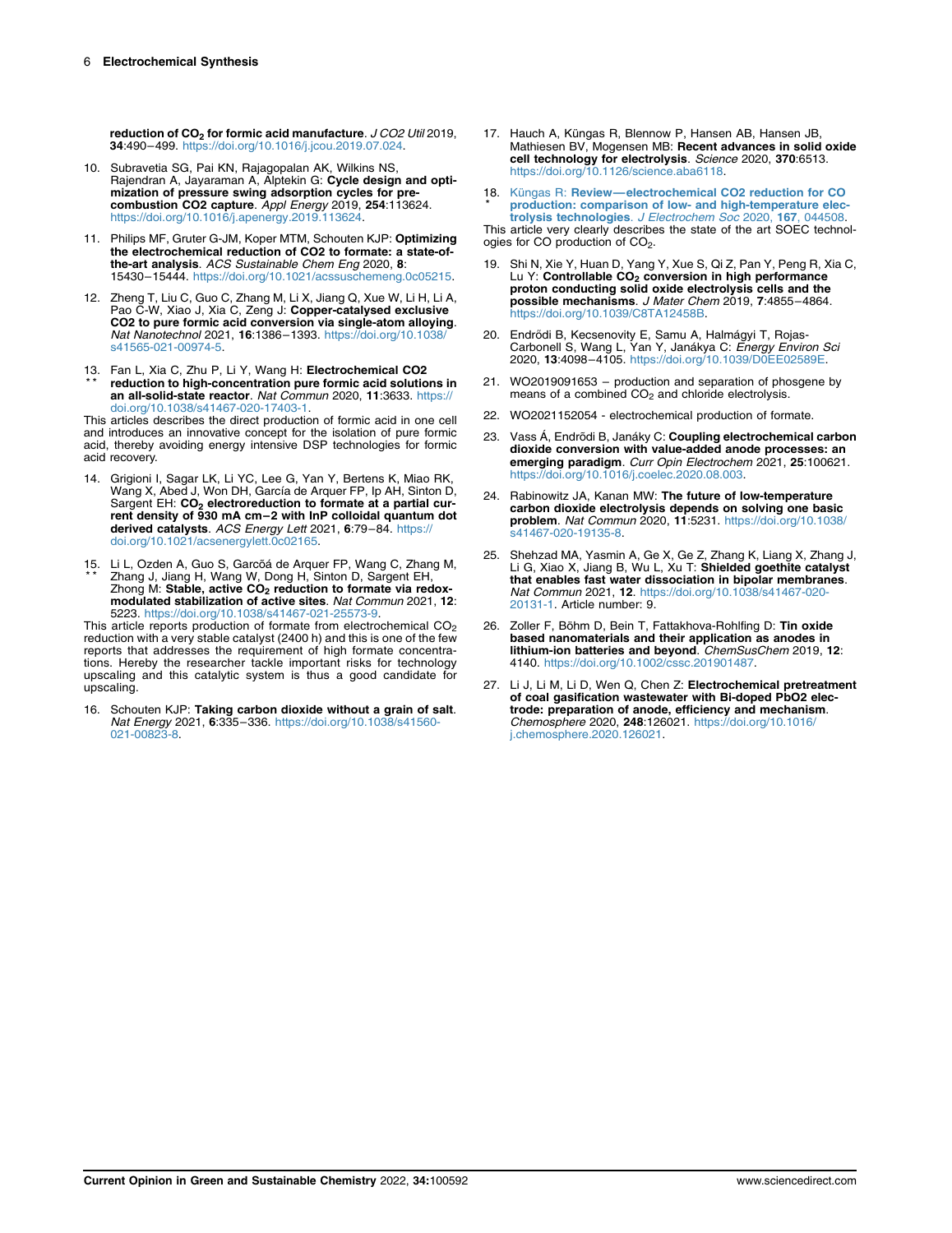**reduction of $CO_2$ for formic acid manufacture**. *J CO2 Util* 2019, **34**:490–499. https://doi.org/10.1016/j.jcou.2019.07.024.

10. Subravetia SG, Pai KN, Rajagopalan AK, Wilkins NS, Rajendran A, Jayaraman A, Alptekin G: **Cycle design and optimization of pressure swing adsorption cycles for pre-combustion CO2 capture**. *Appl Energy* 2019, **254**:113624. https://doi.org/10.1016/j.apenergy.2019.113624.

11. Philips MF, Gruter G-JM, Koper MTM, Schouten KJP: **Optimizing the electrochemical reduction of CO2 to formate: a state-of-the-art analysis**. *ACS Sustainable Chem Eng* 2020, **8**: 15430–15444. https://doi.org/10.1021/acssuschemeng.0c05215.

12. Zheng T, Liu C, Guo C, Zhang M, Li X, Jiang Q, Xue W, Li H, Li A, Pao C-W, Xiao J, Xia C, Zeng J: **Copper-catalysed exclusive CO2 to pure formic acid conversion via single-atom alloying**. *Nat Nanotechnol* 2021, **16**:1386–1393. https://doi.org/10.1038/s41565-021-00974-5.

13. ** Fan L, Xia C, Zhu P, Li Y, Wang H: **Electrochemical CO2 reduction to high-concentration pure formic acid solutions in an all-solid-state reactor**. *Nat Commun* 2020, **11**:3633. https://doi.org/10.1038/s41467-020-17403-1.

This articles describes the direct production of formic acid in one cell and introduces an innovative concept for the isolation of pure formic acid, thereby avoiding energy intensive DSP technologies for formic acid recovery.

14. Grigioni I, Sagar LK, Li YC, Lee G, Yan Y, Bertens K, Miao RK, Wang X, Abed J, Won DH, García de Arquer FP, Ip AH, Sinton D, Sargent EH: **$CO_2$ electroreduction to formate at a partial current density of 930 mA cm−2 with InP colloidal quantum dot derived catalysts**. *ACS Energy Lett* 2021, **6**:79–84. https://doi.org/10.1021/acsenergylett.0c02165.

15. ** Li L, Ozden A, Guo S, Garcõá de Arquer FP, Wang C, Zhang M, Zhang J, Jiang H, Wang W, Dong H, Sinton D, Sargent EH, Zhong M: **Stable, active $CO_2$ reduction to formate via redox-modulated stabilization of active sites**. *Nat Commun* 2021, **12**: 5223. https://doi.org/10.1038/s41467-021-25573-9.

This article reports production of formate from electrochemical $CO_2$ reduction with a very stable catalyst (2400 h) and this is one of the few reports that addresses the requirement of high formate concentrations. Hereby the researcher tackle important risks for technology upscaling and this catalytic system is thus a good candidate for upscaling.

16. Schouten KJP: **Taking carbon dioxide without a grain of salt**. *Nat Energy* 2021, **6**:335–336. https://doi.org/10.1038/s41560-021-00823-8.

17. Hauch A, Küngas R, Blennow P, Hansen AB, Hansen JB, Mathiesen BV, Mogensen MB: **Recent advances in solid oxide cell technology for electrolysis**. *Science* 2020, **370**:6513. https://doi.org/10.1126/science.aba6118.

18. * Küngas R: **Review—electrochemical CO2 reduction for CO production: comparison of low- and high-temperature electrolysis technologies**. *J Electrochem Soc* 2020, **167**, 044508.

This article very clearly describes the state of the art SOEC technologies for CO production of $CO_2$.

19. Shi N, Xie Y, Huan D, Yang Y, Xue S, Qi Z, Pan Y, Peng R, Xia C, Lu Y: **Controllable $CO_2$ conversion in high performance proton conducting solid oxide electrolysis cells and the possible mechanisms**. *J Mater Chem* 2019, **7**:4855–4864. https://doi.org/10.1039/C8TA12458B.

20. Endrődi B, Kecsenovity E, Samu A, Halmágyi T, Rojas-Carbonell S, Wang L, Yan Y, Janákya C: *Energy Environ Sci* 2020, **13**:4098–4105. https://doi.org/10.1039/D0EE02589E.

21. WO2019091653 – production and separation of phosgene by means of a combined $CO_2$ and chloride electrolysis.

22. WO2021152054 - electrochemical production of formate.

23. Vass Á, Endrõdi B, Janáky C: **Coupling electrochemical carbon dioxide conversion with value-added anode processes: an emerging paradigm**. *Curr Opin Electrochem* 2021, **25**:100621. https://doi.org/10.1016/j.coelec.2020.08.003.

24. Rabinowitz JA, Kanan MW: **The future of low-temperature carbon dioxide electrolysis depends on solving one basic problem**. *Nat Commun* 2020, **11**:5231. https://doi.org/10.1038/s41467-020-19135-8.

25. Shehzad MA, Yasmin A, Ge X, Ge Z, Zhang K, Liang X, Zhang J, Li G, Xiao X, Jiang B, Wu L, Xu T: **Shielded goethite catalyst that enables fast water dissociation in bipolar membranes**. *Nat Commun* 2021, **12**. https://doi.org/10.1038/s41467-020-20131-1. Article number: 9.

26. Zoller F, Böhm D, Bein T, Fattakhova-Rohlfing D: **Tin oxide based nanomaterials and their application as anodes in lithium-ion batteries and beyond**. *ChemSusChem* 2019, **12**: 4140. https://doi.org/10.1002/cssc.201901487.

27. Li J, Li M, Li D, Wen Q, Chen Z: **Electrochemical pretreatment of coal gasification wastewater with Bi-doped PbO2 electrode: preparation of anode, efficiency and mechanism**. *Chemosphere* 2020, **248**:126021. https://doi.org/10.1016/j.chemosphere.2020.126021.